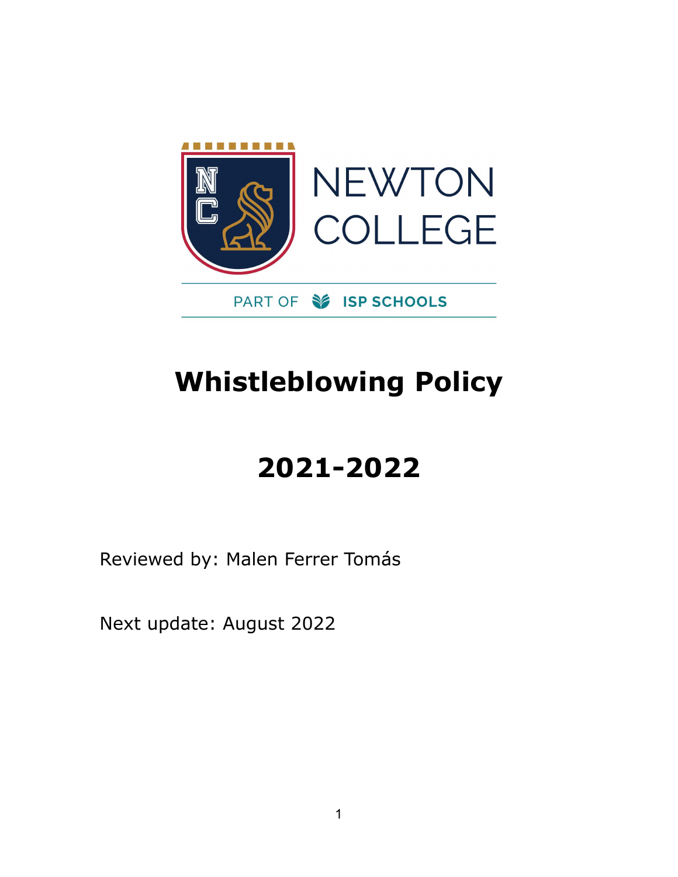NEWTON COLLEGE

PART OF ISP SCHOOLS

# Whistleblowing Policy

# 2021-2022

Reviewed by: Malen Ferrer Tomás

Next update: August 2022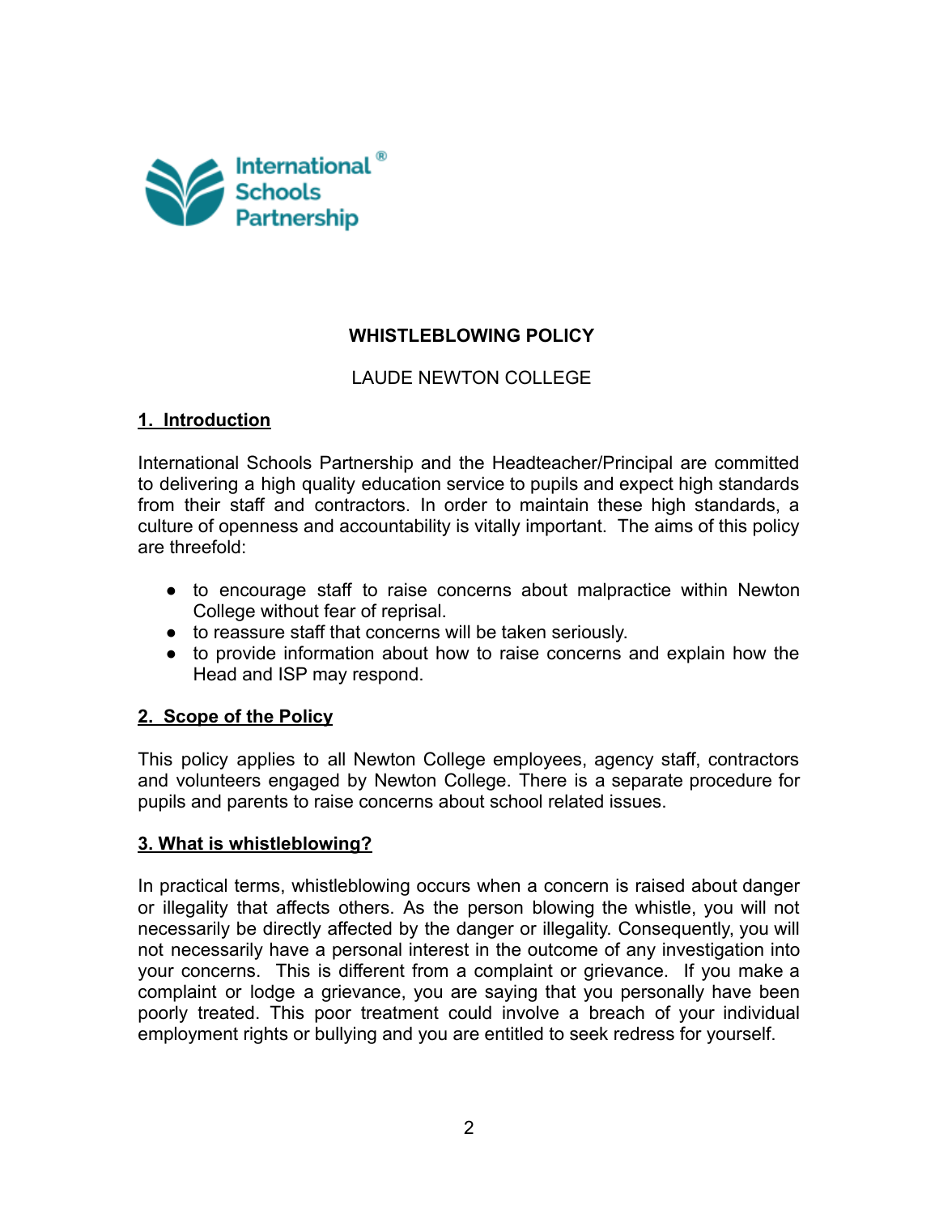International Schools Partnership®

**WHISTLEBLOWING POLICY**

LAUDE NEWTON COLLEGE

## 1. Introduction

International Schools Partnership and the Headteacher/Principal are committed to delivering a high quality education service to pupils and expect high standards from their staff and contractors. In order to maintain these high standards, a culture of openness and accountability is vitally important. The aims of this policy are threefold:

- to encourage staff to raise concerns about malpractice within Newton College without fear of reprisal.
- to reassure staff that concerns will be taken seriously.
- to provide information about how to raise concerns and explain how the Head and ISP may respond.

## 2. Scope of the Policy

This policy applies to all Newton College employees, agency staff, contractors and volunteers engaged by Newton College. There is a separate procedure for pupils and parents to raise concerns about school related issues.

## 3. What is whistleblowing?

In practical terms, whistleblowing occurs when a concern is raised about danger or illegality that affects others. As the person blowing the whistle, you will not necessarily be directly affected by the danger or illegality. Consequently, you will not necessarily have a personal interest in the outcome of any investigation into your concerns. This is different from a complaint or grievance. If you make a complaint or lodge a grievance, you are saying that you personally have been poorly treated. This poor treatment could involve a breach of your individual employment rights or bullying and you are entitled to seek redress for yourself.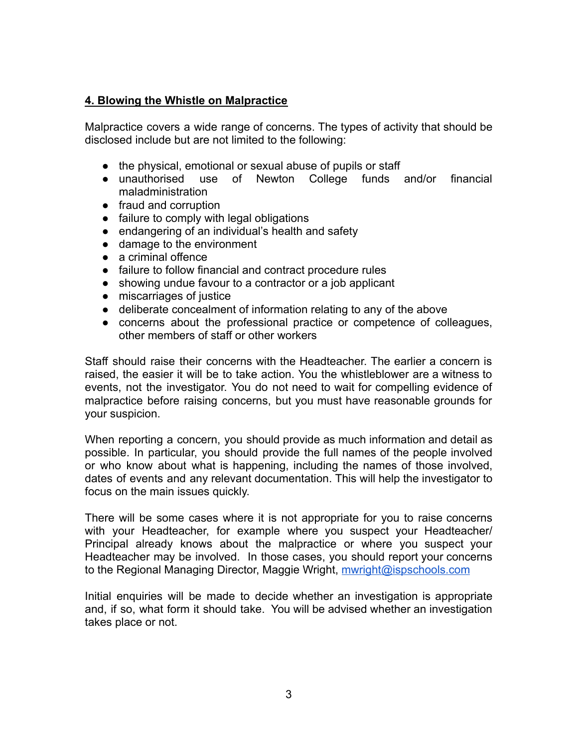## **4. Blowing the Whistle on Malpractice**

Malpractice covers a wide range of concerns. The types of activity that should be disclosed include but are not limited to the following:

- the physical, emotional or sexual abuse of pupils or staff
- unauthorised use of Newton College funds and/or financial maladministration
- fraud and corruption
- failure to comply with legal obligations
- endangering of an individual's health and safety
- damage to the environment
- a criminal offence
- failure to follow financial and contract procedure rules
- showing undue favour to a contractor or a job applicant
- miscarriages of justice
- deliberate concealment of information relating to any of the above
- concerns about the professional practice or competence of colleagues, other members of staff or other workers

Staff should raise their concerns with the Headteacher. The earlier a concern is raised, the easier it will be to take action. You the whistleblower are a witness to events, not the investigator. You do not need to wait for compelling evidence of malpractice before raising concerns, but you must have reasonable grounds for your suspicion.

When reporting a concern, you should provide as much information and detail as possible. In particular, you should provide the full names of the people involved or who know about what is happening, including the names of those involved, dates of events and any relevant documentation. This will help the investigator to focus on the main issues quickly.

There will be some cases where it is not appropriate for you to raise concerns with your Headteacher, for example where you suspect your Headteacher/ Principal already knows about the malpractice or where you suspect your Headteacher may be involved. In those cases, you should report your concerns to the Regional Managing Director, Maggie Wright, [mwright@ispschools.com](mailto:mwright@ispschools.com)

Initial enquiries will be made to decide whether an investigation is appropriate and, if so, what form it should take. You will be advised whether an investigation takes place or not.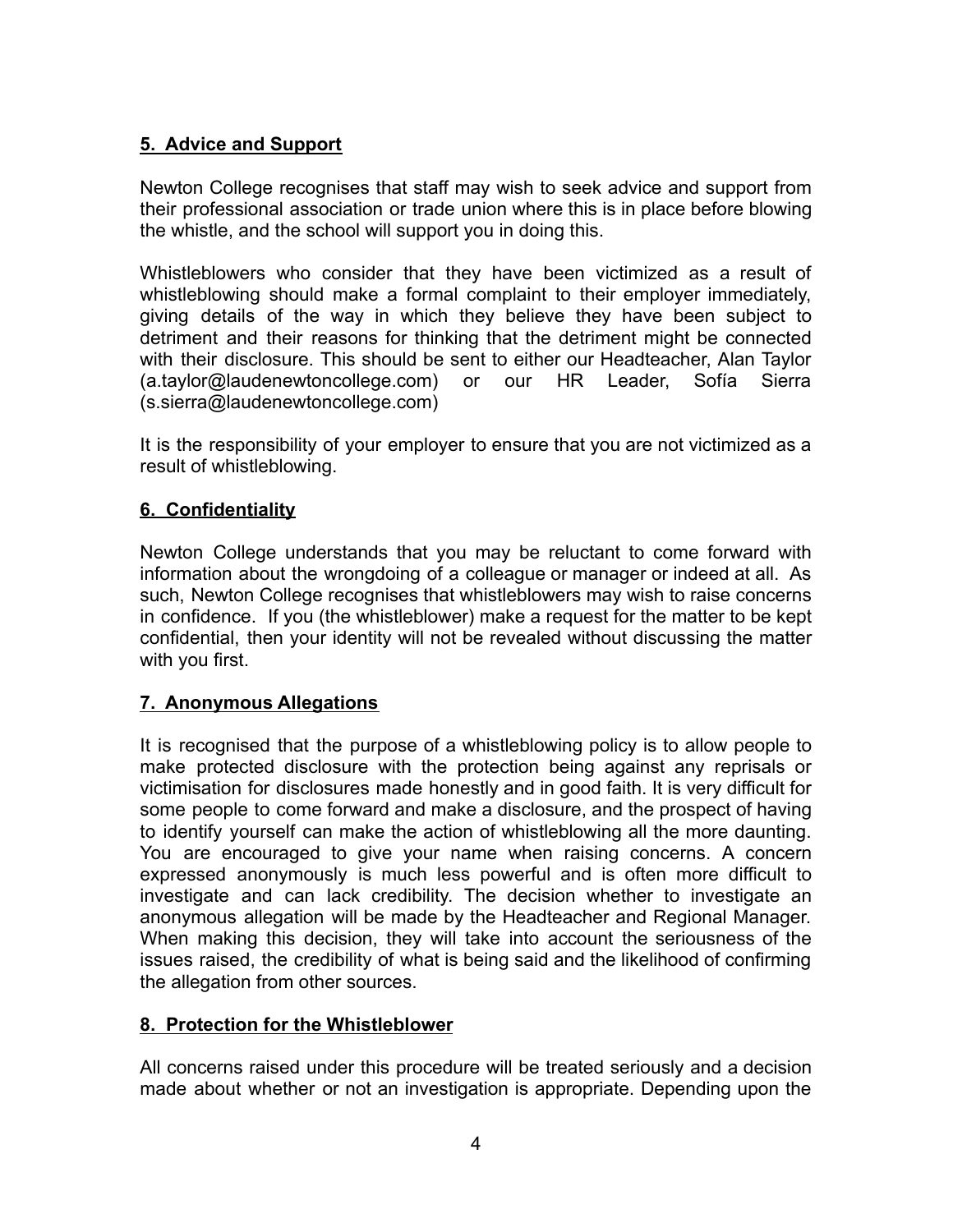## 5. Advice and Support

Newton College recognises that staff may wish to seek advice and support from their professional association or trade union where this is in place before blowing the whistle, and the school will support you in doing this.

Whistleblowers who consider that they have been victimized as a result of whistleblowing should make a formal complaint to their employer immediately, giving details of the way in which they believe they have been subject to detriment and their reasons for thinking that the detriment might be connected with their disclosure. This should be sent to either our Headteacher, Alan Taylor (a.taylor@laudenewtoncollege.com) or our HR Leader, Sofía Sierra (s.sierra@laudenewtoncollege.com)

It is the responsibility of your employer to ensure that you are not victimized as a result of whistleblowing.

## 6. Confidentiality

Newton College understands that you may be reluctant to come forward with information about the wrongdoing of a colleague or manager or indeed at all. As such, Newton College recognises that whistleblowers may wish to raise concerns in confidence. If you (the whistleblower) make a request for the matter to be kept confidential, then your identity will not be revealed without discussing the matter with you first.

## 7. Anonymous Allegations

It is recognised that the purpose of a whistleblowing policy is to allow people to make protected disclosure with the protection being against any reprisals or victimisation for disclosures made honestly and in good faith. It is very difficult for some people to come forward and make a disclosure, and the prospect of having to identify yourself can make the action of whistleblowing all the more daunting. You are encouraged to give your name when raising concerns. A concern expressed anonymously is much less powerful and is often more difficult to investigate and can lack credibility. The decision whether to investigate an anonymous allegation will be made by the Headteacher and Regional Manager. When making this decision, they will take into account the seriousness of the issues raised, the credibility of what is being said and the likelihood of confirming the allegation from other sources.

## 8. Protection for the Whistleblower

All concerns raised under this procedure will be treated seriously and a decision made about whether or not an investigation is appropriate. Depending upon the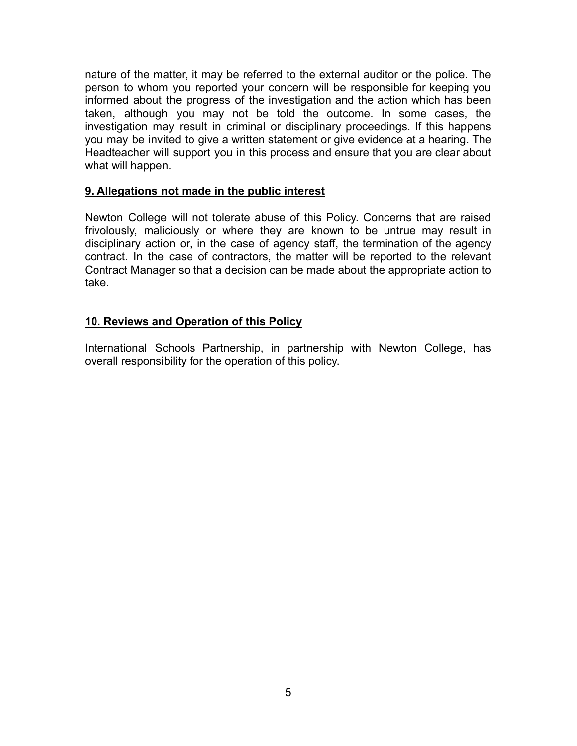nature of the matter, it may be referred to the external auditor or the police. The person to whom you reported your concern will be responsible for keeping you informed about the progress of the investigation and the action which has been taken, although you may not be told the outcome. In some cases, the investigation may result in criminal or disciplinary proceedings. If this happens you may be invited to give a written statement or give evidence at a hearing. The Headteacher will support you in this process and ensure that you are clear about what will happen.

## 9. Allegations not made in the public interest

Newton College will not tolerate abuse of this Policy. Concerns that are raised frivolously, maliciously or where they are known to be untrue may result in disciplinary action or, in the case of agency staff, the termination of the agency contract. In the case of contractors, the matter will be reported to the relevant Contract Manager so that a decision can be made about the appropriate action to take.

## 10. Reviews and Operation of this Policy

International Schools Partnership, in partnership with Newton College, has overall responsibility for the operation of this policy.